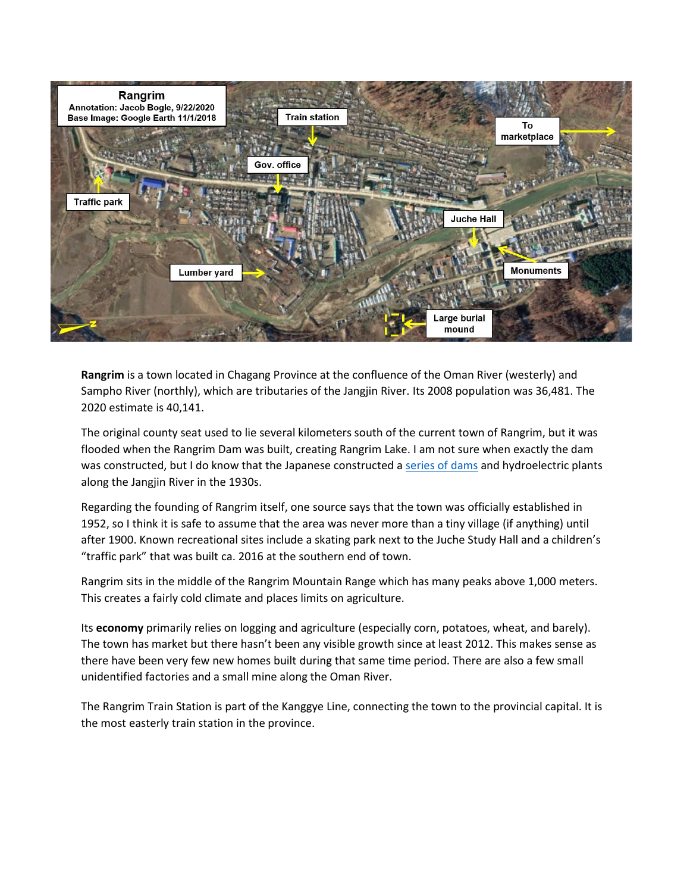**Rangrim** is a town located in Chagang Province at the confluence of the Oman River (westerly) and Sampho River (northly), which are tributaries of the Jangjin River. Its 2008 population was 36,481. The 2020 estimate is 40,141.

The original county seat used to lie several kilometers south of the current town of Rangrim, but it was flooded when the Rangrim Dam was built, creating Rangrim Lake. I am not sure when exactly the dam was constructed, but I do know that the Japanese constructed a series of dams and hydroelectric plants along the Jangjin River in the 1930s.

Regarding the founding of Rangrim itself, one source says that the town was officially established in 1952, so I think it is safe to assume that the area was never more than a tiny village (if anything) until after 1900. Known recreational sites include a skating park next to the Juche Study Hall and a children's "traffic park" that was built ca. 2016 at the southern end of town.

Rangrim sits in the middle of the Rangrim Mountain Range which has many peaks above 1,000 meters. This creates a fairly cold climate and places limits on agriculture.

Its **economy** primarily relies on logging and agriculture (especially corn, potatoes, wheat, and barely). The town has market but there hasn't been any visible growth since at least 2012. This makes sense as there have been very few new homes built during that same time period. There are also a few small unidentified factories and a small mine along the Oman River.

The Rangrim Train Station is part of the Kanggye Line, connecting the town to the provincial capital. It is the most easterly train station in the province.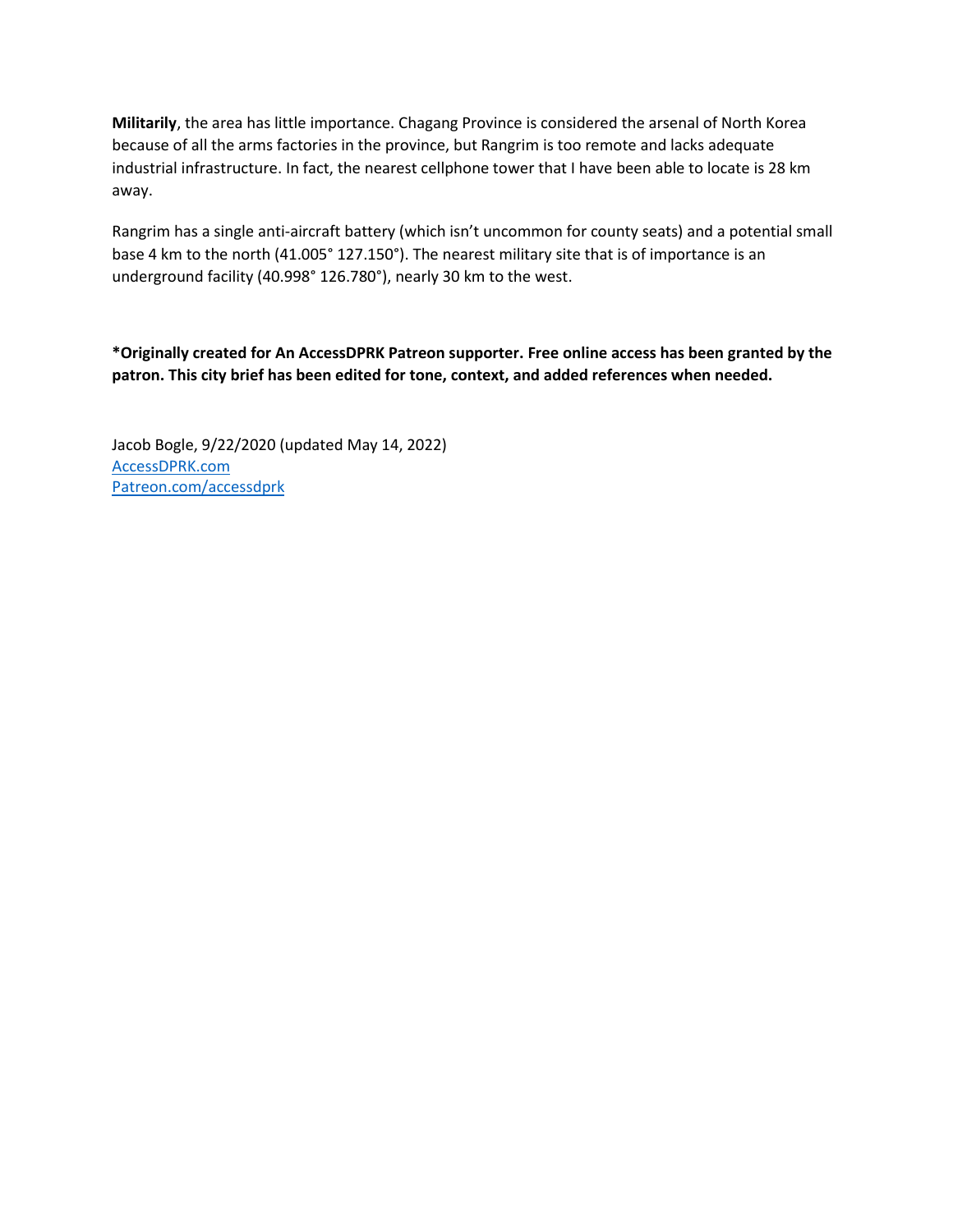**Militarily**, the area has little importance. Chagang Province is considered the arsenal of North Korea because of all the arms factories in the province, but Rangrim is too remote and lacks adequate industrial infrastructure. In fact, the nearest cellphone tower that I have been able to locate is 28 km away.

Rangrim has a single anti-aircraft battery (which isn't uncommon for county seats) and a potential small base 4 km to the north (41.005° 127.150°). The nearest military site that is of importance is an underground facility (40.998° 126.780°), nearly 30 km to the west.

**\*Originally created for An AccessDPRK Patreon supporter. Free online access has been granted by the patron. This city brief has been edited for tone, context, and added references when needed.**

Jacob Bogle, 9/22/2020 (updated May 14, 2022)
AccessDPRK.com
Patreon.com/accessdprk